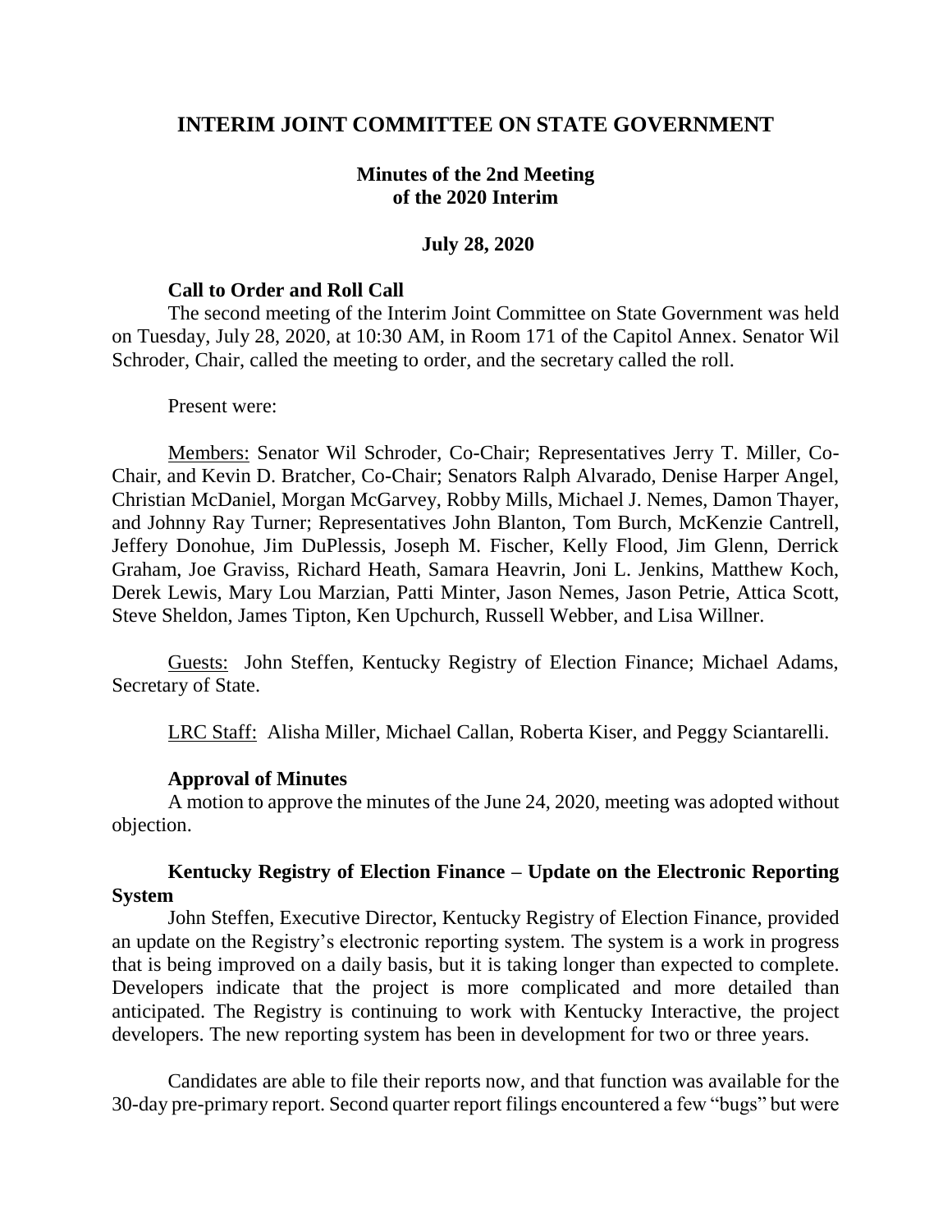# INTERIM JOINT COMMITTEE ON STATE GOVERNMENT

## Minutes of the 2nd Meeting of the 2020 Interim

### July 28, 2020

**Call to Order and Roll Call**

The second meeting of the Interim Joint Committee on State Government was held on Tuesday, July 28, 2020, at 10:30 AM, in Room 171 of the Capitol Annex. Senator Wil Schroder, Chair, called the meeting to order, and the secretary called the roll.

Present were:

Members: Senator Wil Schroder, Co-Chair; Representatives Jerry T. Miller, Co-Chair, and Kevin D. Bratcher, Co-Chair; Senators Ralph Alvarado, Denise Harper Angel, Christian McDaniel, Morgan McGarvey, Robby Mills, Michael J. Nemes, Damon Thayer, and Johnny Ray Turner; Representatives John Blanton, Tom Burch, McKenzie Cantrell, Jeffery Donohue, Jim DuPlessis, Joseph M. Fischer, Kelly Flood, Jim Glenn, Derrick Graham, Joe Graviss, Richard Heath, Samara Heavrin, Joni L. Jenkins, Matthew Koch, Derek Lewis, Mary Lou Marzian, Patti Minter, Jason Nemes, Jason Petrie, Attica Scott, Steve Sheldon, James Tipton, Ken Upchurch, Russell Webber, and Lisa Willner.

Guests: John Steffen, Kentucky Registry of Election Finance; Michael Adams, Secretary of State.

LRC Staff: Alisha Miller, Michael Callan, Roberta Kiser, and Peggy Sciantarelli.

**Approval of Minutes**

A motion to approve the minutes of the June 24, 2020, meeting was adopted without objection.

**Kentucky Registry of Election Finance – Update on the Electronic Reporting System**

John Steffen, Executive Director, Kentucky Registry of Election Finance, provided an update on the Registry's electronic reporting system. The system is a work in progress that is being improved on a daily basis, but it is taking longer than expected to complete. Developers indicate that the project is more complicated and more detailed than anticipated. The Registry is continuing to work with Kentucky Interactive, the project developers. The new reporting system has been in development for two or three years.

Candidates are able to file their reports now, and that function was available for the 30-day pre-primary report. Second quarter report filings encountered a few "bugs" but were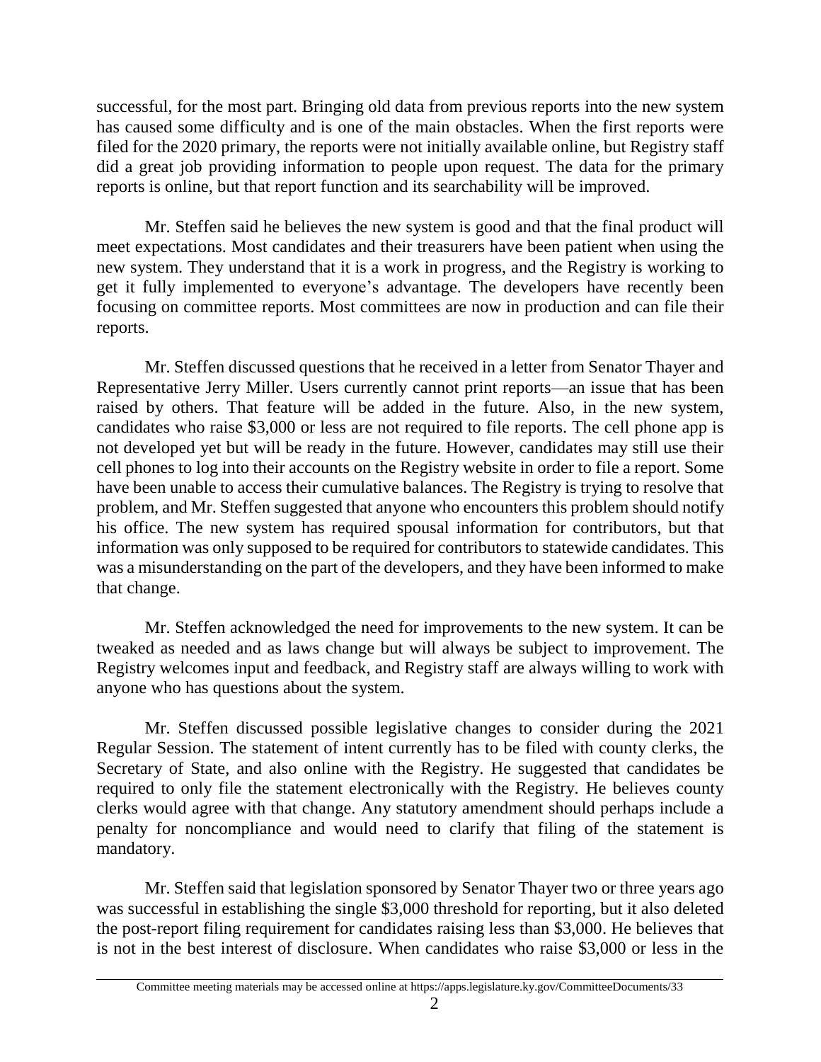successful, for the most part. Bringing old data from previous reports into the new system has caused some difficulty and is one of the main obstacles. When the first reports were filed for the 2020 primary, the reports were not initially available online, but Registry staff did a great job providing information to people upon request. The data for the primary reports is online, but that report function and its searchability will be improved.

Mr. Steffen said he believes the new system is good and that the final product will meet expectations. Most candidates and their treasurers have been patient when using the new system. They understand that it is a work in progress, and the Registry is working to get it fully implemented to everyone's advantage. The developers have recently been focusing on committee reports. Most committees are now in production and can file their reports.

Mr. Steffen discussed questions that he received in a letter from Senator Thayer and Representative Jerry Miller. Users currently cannot print reports—an issue that has been raised by others. That feature will be added in the future. Also, in the new system, candidates who raise $3,000 or less are not required to file reports. The cell phone app is not developed yet but will be ready in the future. However, candidates may still use their cell phones to log into their accounts on the Registry website in order to file a report. Some have been unable to access their cumulative balances. The Registry is trying to resolve that problem, and Mr. Steffen suggested that anyone who encounters this problem should notify his office. The new system has required spousal information for contributors, but that information was only supposed to be required for contributors to statewide candidates. This was a misunderstanding on the part of the developers, and they have been informed to make that change.

Mr. Steffen acknowledged the need for improvements to the new system. It can be tweaked as needed and as laws change but will always be subject to improvement. The Registry welcomes input and feedback, and Registry staff are always willing to work with anyone who has questions about the system.

Mr. Steffen discussed possible legislative changes to consider during the 2021 Regular Session. The statement of intent currently has to be filed with county clerks, the Secretary of State, and also online with the Registry. He suggested that candidates be required to only file the statement electronically with the Registry. He believes county clerks would agree with that change. Any statutory amendment should perhaps include a penalty for noncompliance and would need to clarify that filing of the statement is mandatory.

Mr. Steffen said that legislation sponsored by Senator Thayer two or three years ago was successful in establishing the single $3,000 threshold for reporting, but it also deleted the post-report filing requirement for candidates raising less than $3,000. He believes that is not in the best interest of disclosure. When candidates who raise $3,000 or less in the

Committee meeting materials may be accessed online at https://apps.legislature.ky.gov/CommitteeDocuments/33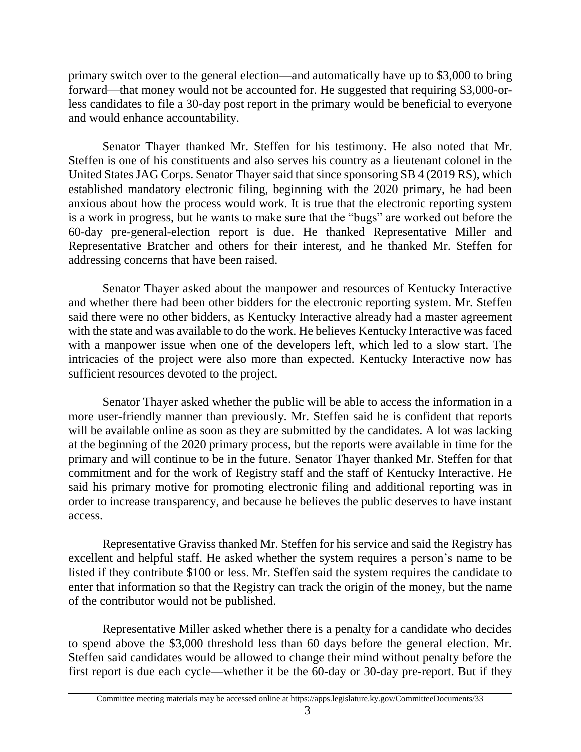primary switch over to the general election—and automatically have up to $3,000 to bring forward—that money would not be accounted for. He suggested that requiring $3,000-or-less candidates to file a 30-day post report in the primary would be beneficial to everyone and would enhance accountability.

Senator Thayer thanked Mr. Steffen for his testimony. He also noted that Mr. Steffen is one of his constituents and also serves his country as a lieutenant colonel in the United States JAG Corps. Senator Thayer said that since sponsoring SB 4 (2019 RS), which established mandatory electronic filing, beginning with the 2020 primary, he had been anxious about how the process would work. It is true that the electronic reporting system is a work in progress, but he wants to make sure that the "bugs" are worked out before the 60-day pre-general-election report is due. He thanked Representative Miller and Representative Bratcher and others for their interest, and he thanked Mr. Steffen for addressing concerns that have been raised.

Senator Thayer asked about the manpower and resources of Kentucky Interactive and whether there had been other bidders for the electronic reporting system. Mr. Steffen said there were no other bidders, as Kentucky Interactive already had a master agreement with the state and was available to do the work. He believes Kentucky Interactive was faced with a manpower issue when one of the developers left, which led to a slow start. The intricacies of the project were also more than expected. Kentucky Interactive now has sufficient resources devoted to the project.

Senator Thayer asked whether the public will be able to access the information in a more user-friendly manner than previously. Mr. Steffen said he is confident that reports will be available online as soon as they are submitted by the candidates. A lot was lacking at the beginning of the 2020 primary process, but the reports were available in time for the primary and will continue to be in the future. Senator Thayer thanked Mr. Steffen for that commitment and for the work of Registry staff and the staff of Kentucky Interactive. He said his primary motive for promoting electronic filing and additional reporting was in order to increase transparency, and because he believes the public deserves to have instant access.

Representative Graviss thanked Mr. Steffen for his service and said the Registry has excellent and helpful staff. He asked whether the system requires a person's name to be listed if they contribute $100 or less. Mr. Steffen said the system requires the candidate to enter that information so that the Registry can track the origin of the money, but the name of the contributor would not be published.

Representative Miller asked whether there is a penalty for a candidate who decides to spend above the $3,000 threshold less than 60 days before the general election. Mr. Steffen said candidates would be allowed to change their mind without penalty before the first report is due each cycle—whether it be the 60-day or 30-day pre-report. But if they

Committee meeting materials may be accessed online at https://apps.legislature.ky.gov/CommitteeDocuments/33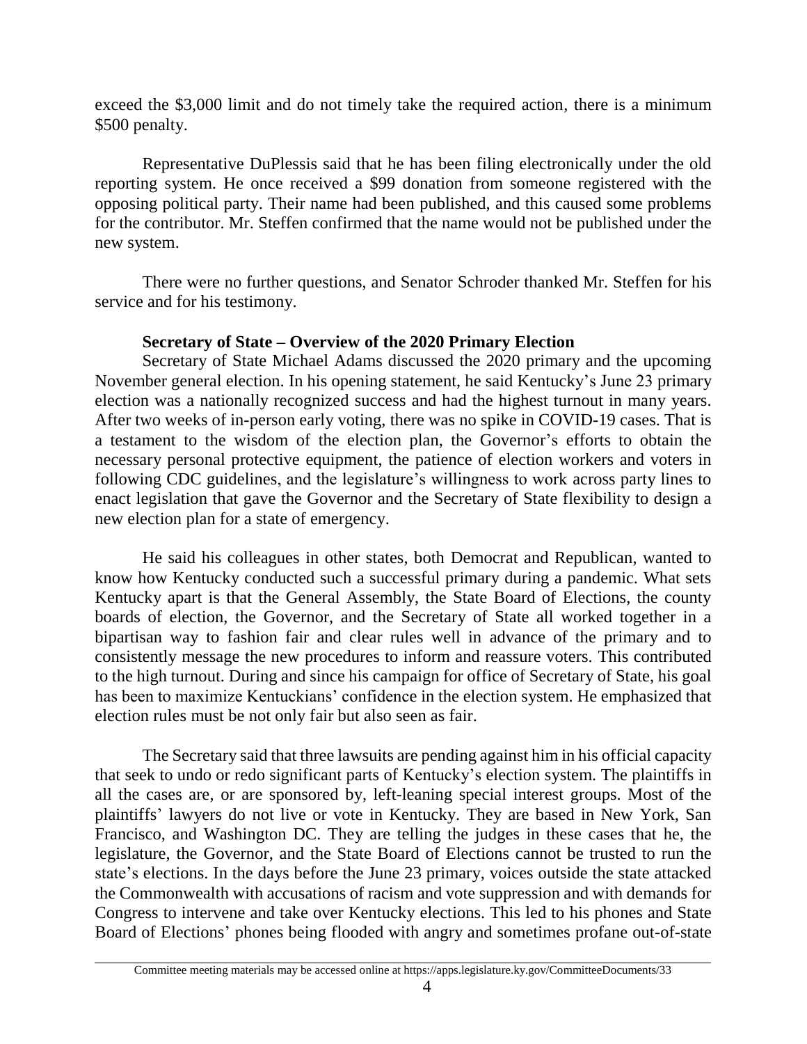exceed the $3,000 limit and do not timely take the required action, there is a minimum $500 penalty.

Representative DuPlessis said that he has been filing electronically under the old reporting system. He once received a $99 donation from someone registered with the opposing political party. Their name had been published, and this caused some problems for the contributor. Mr. Steffen confirmed that the name would not be published under the new system.

There were no further questions, and Senator Schroder thanked Mr. Steffen for his service and for his testimony.

**Secretary of State – Overview of the 2020 Primary Election**

Secretary of State Michael Adams discussed the 2020 primary and the upcoming November general election. In his opening statement, he said Kentucky's June 23 primary election was a nationally recognized success and had the highest turnout in many years. After two weeks of in-person early voting, there was no spike in COVID-19 cases. That is a testament to the wisdom of the election plan, the Governor's efforts to obtain the necessary personal protective equipment, the patience of election workers and voters in following CDC guidelines, and the legislature's willingness to work across party lines to enact legislation that gave the Governor and the Secretary of State flexibility to design a new election plan for a state of emergency.

He said his colleagues in other states, both Democrat and Republican, wanted to know how Kentucky conducted such a successful primary during a pandemic. What sets Kentucky apart is that the General Assembly, the State Board of Elections, the county boards of election, the Governor, and the Secretary of State all worked together in a bipartisan way to fashion fair and clear rules well in advance of the primary and to consistently message the new procedures to inform and reassure voters. This contributed to the high turnout. During and since his campaign for office of Secretary of State, his goal has been to maximize Kentuckians' confidence in the election system. He emphasized that election rules must be not only fair but also seen as fair.

The Secretary said that three lawsuits are pending against him in his official capacity that seek to undo or redo significant parts of Kentucky's election system. The plaintiffs in all the cases are, or are sponsored by, left-leaning special interest groups. Most of the plaintiffs' lawyers do not live or vote in Kentucky. They are based in New York, San Francisco, and Washington DC. They are telling the judges in these cases that he, the legislature, the Governor, and the State Board of Elections cannot be trusted to run the state's elections. In the days before the June 23 primary, voices outside the state attacked the Commonwealth with accusations of racism and vote suppression and with demands for Congress to intervene and take over Kentucky elections. This led to his phones and State Board of Elections' phones being flooded with angry and sometimes profane out-of-state

Committee meeting materials may be accessed online at https://apps.legislature.ky.gov/CommitteeDocuments/33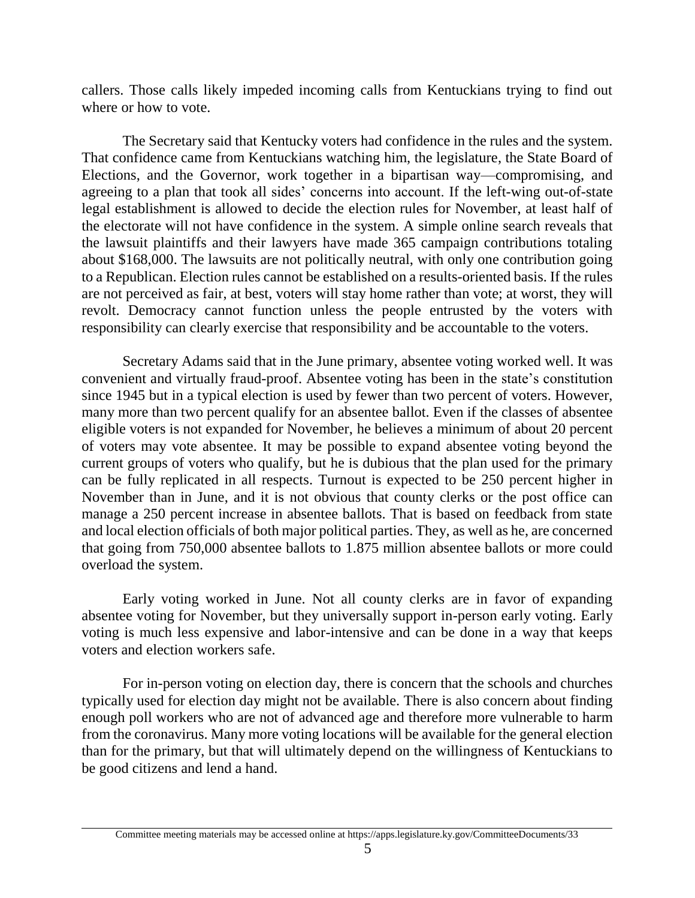callers. Those calls likely impeded incoming calls from Kentuckians trying to find out where or how to vote.

The Secretary said that Kentucky voters had confidence in the rules and the system. That confidence came from Kentuckians watching him, the legislature, the State Board of Elections, and the Governor, work together in a bipartisan way—compromising, and agreeing to a plan that took all sides' concerns into account. If the left-wing out-of-state legal establishment is allowed to decide the election rules for November, at least half of the electorate will not have confidence in the system. A simple online search reveals that the lawsuit plaintiffs and their lawyers have made 365 campaign contributions totaling about $168,000. The lawsuits are not politically neutral, with only one contribution going to a Republican. Election rules cannot be established on a results-oriented basis. If the rules are not perceived as fair, at best, voters will stay home rather than vote; at worst, they will revolt. Democracy cannot function unless the people entrusted by the voters with responsibility can clearly exercise that responsibility and be accountable to the voters.

Secretary Adams said that in the June primary, absentee voting worked well. It was convenient and virtually fraud-proof. Absentee voting has been in the state's constitution since 1945 but in a typical election is used by fewer than two percent of voters. However, many more than two percent qualify for an absentee ballot. Even if the classes of absentee eligible voters is not expanded for November, he believes a minimum of about 20 percent of voters may vote absentee. It may be possible to expand absentee voting beyond the current groups of voters who qualify, but he is dubious that the plan used for the primary can be fully replicated in all respects. Turnout is expected to be 250 percent higher in November than in June, and it is not obvious that county clerks or the post office can manage a 250 percent increase in absentee ballots. That is based on feedback from state and local election officials of both major political parties. They, as well as he, are concerned that going from 750,000 absentee ballots to 1.875 million absentee ballots or more could overload the system.

Early voting worked in June. Not all county clerks are in favor of expanding absentee voting for November, but they universally support in-person early voting. Early voting is much less expensive and labor-intensive and can be done in a way that keeps voters and election workers safe.

For in-person voting on election day, there is concern that the schools and churches typically used for election day might not be available. There is also concern about finding enough poll workers who are not of advanced age and therefore more vulnerable to harm from the coronavirus. Many more voting locations will be available for the general election than for the primary, but that will ultimately depend on the willingness of Kentuckians to be good citizens and lend a hand.

Committee meeting materials may be accessed online at https://apps.legislature.ky.gov/CommitteeDocuments/33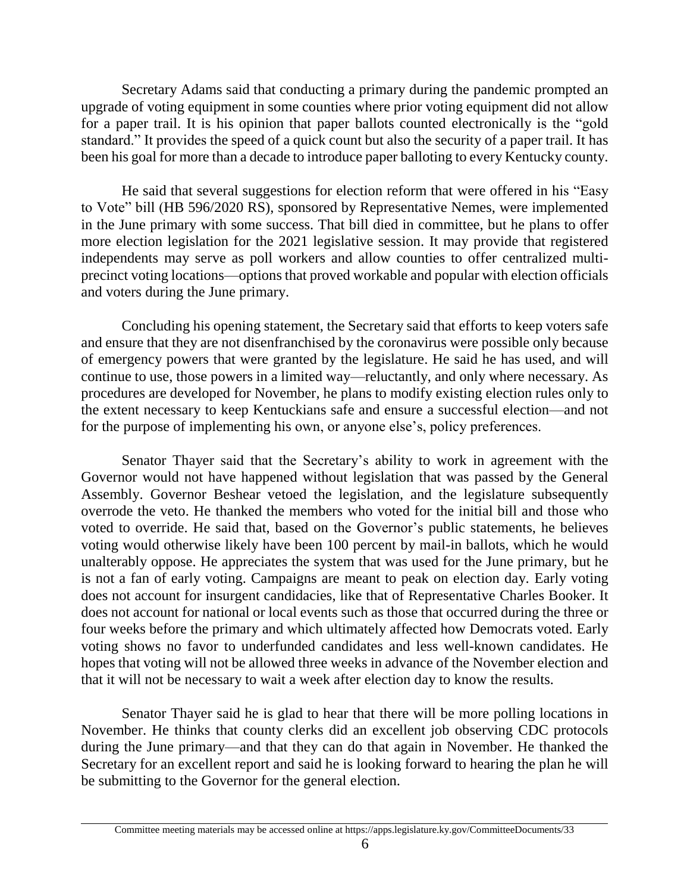Secretary Adams said that conducting a primary during the pandemic prompted an upgrade of voting equipment in some counties where prior voting equipment did not allow for a paper trail. It is his opinion that paper ballots counted electronically is the "gold standard." It provides the speed of a quick count but also the security of a paper trail. It has been his goal for more than a decade to introduce paper balloting to every Kentucky county.

He said that several suggestions for election reform that were offered in his "Easy to Vote" bill (HB 596/2020 RS), sponsored by Representative Nemes, were implemented in the June primary with some success. That bill died in committee, but he plans to offer more election legislation for the 2021 legislative session. It may provide that registered independents may serve as poll workers and allow counties to offer centralized multi-precinct voting locations—options that proved workable and popular with election officials and voters during the June primary.

Concluding his opening statement, the Secretary said that efforts to keep voters safe and ensure that they are not disenfranchised by the coronavirus were possible only because of emergency powers that were granted by the legislature. He said he has used, and will continue to use, those powers in a limited way—reluctantly, and only where necessary. As procedures are developed for November, he plans to modify existing election rules only to the extent necessary to keep Kentuckians safe and ensure a successful election—and not for the purpose of implementing his own, or anyone else's, policy preferences.

Senator Thayer said that the Secretary's ability to work in agreement with the Governor would not have happened without legislation that was passed by the General Assembly. Governor Beshear vetoed the legislation, and the legislature subsequently overrode the veto. He thanked the members who voted for the initial bill and those who voted to override. He said that, based on the Governor's public statements, he believes voting would otherwise likely have been 100 percent by mail-in ballots, which he would unalterably oppose. He appreciates the system that was used for the June primary, but he is not a fan of early voting. Campaigns are meant to peak on election day. Early voting does not account for insurgent candidacies, like that of Representative Charles Booker. It does not account for national or local events such as those that occurred during the three or four weeks before the primary and which ultimately affected how Democrats voted. Early voting shows no favor to underfunded candidates and less well-known candidates. He hopes that voting will not be allowed three weeks in advance of the November election and that it will not be necessary to wait a week after election day to know the results.

Senator Thayer said he is glad to hear that there will be more polling locations in November. He thinks that county clerks did an excellent job observing CDC protocols during the June primary—and that they can do that again in November. He thanked the Secretary for an excellent report and said he is looking forward to hearing the plan he will be submitting to the Governor for the general election.

Committee meeting materials may be accessed online at https://apps.legislature.ky.gov/CommitteeDocuments/33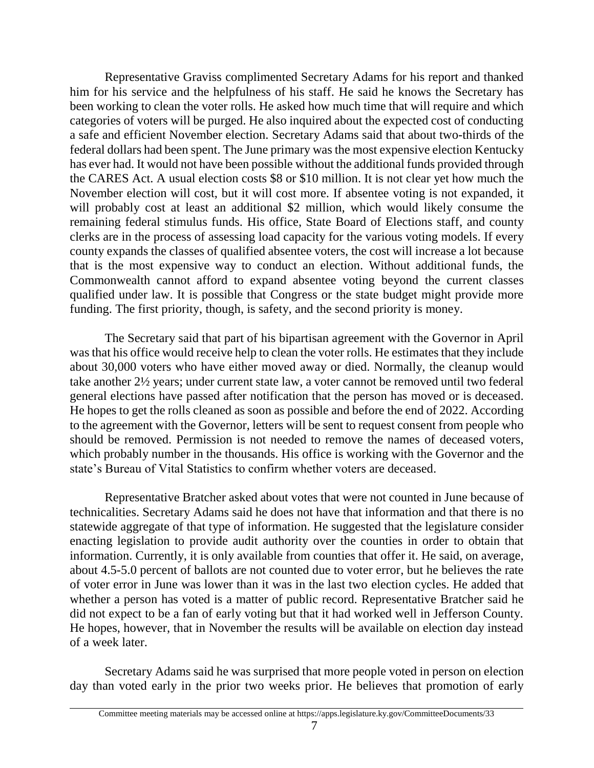Representative Graviss complimented Secretary Adams for his report and thanked him for his service and the helpfulness of his staff. He said he knows the Secretary has been working to clean the voter rolls. He asked how much time that will require and which categories of voters will be purged. He also inquired about the expected cost of conducting a safe and efficient November election. Secretary Adams said that about two-thirds of the federal dollars had been spent. The June primary was the most expensive election Kentucky has ever had. It would not have been possible without the additional funds provided through the CARES Act. A usual election costs $8 or $10 million. It is not clear yet how much the November election will cost, but it will cost more. If absentee voting is not expanded, it will probably cost at least an additional $2 million, which would likely consume the remaining federal stimulus funds. His office, State Board of Elections staff, and county clerks are in the process of assessing load capacity for the various voting models. If every county expands the classes of qualified absentee voters, the cost will increase a lot because that is the most expensive way to conduct an election. Without additional funds, the Commonwealth cannot afford to expand absentee voting beyond the current classes qualified under law. It is possible that Congress or the state budget might provide more funding. The first priority, though, is safety, and the second priority is money.

The Secretary said that part of his bipartisan agreement with the Governor in April was that his office would receive help to clean the voter rolls. He estimates that they include about 30,000 voters who have either moved away or died. Normally, the cleanup would take another 2½ years; under current state law, a voter cannot be removed until two federal general elections have passed after notification that the person has moved or is deceased. He hopes to get the rolls cleaned as soon as possible and before the end of 2022. According to the agreement with the Governor, letters will be sent to request consent from people who should be removed. Permission is not needed to remove the names of deceased voters, which probably number in the thousands. His office is working with the Governor and the state's Bureau of Vital Statistics to confirm whether voters are deceased.

Representative Bratcher asked about votes that were not counted in June because of technicalities. Secretary Adams said he does not have that information and that there is no statewide aggregate of that type of information. He suggested that the legislature consider enacting legislation to provide audit authority over the counties in order to obtain that information. Currently, it is only available from counties that offer it. He said, on average, about 4.5-5.0 percent of ballots are not counted due to voter error, but he believes the rate of voter error in June was lower than it was in the last two election cycles. He added that whether a person has voted is a matter of public record. Representative Bratcher said he did not expect to be a fan of early voting but that it had worked well in Jefferson County. He hopes, however, that in November the results will be available on election day instead of a week later.

Secretary Adams said he was surprised that more people voted in person on election day than voted early in the prior two weeks prior. He believes that promotion of early

Committee meeting materials may be accessed online at https://apps.legislature.ky.gov/CommitteeDocuments/33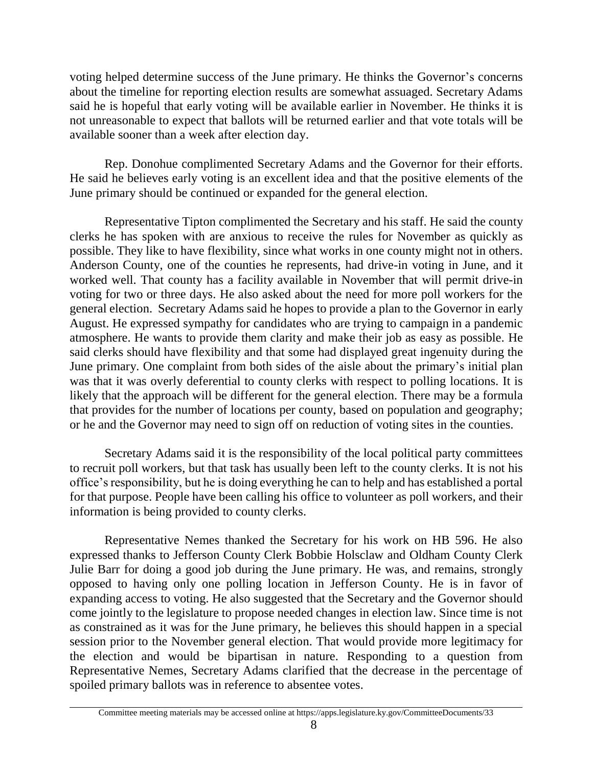voting helped determine success of the June primary. He thinks the Governor's concerns about the timeline for reporting election results are somewhat assuaged. Secretary Adams said he is hopeful that early voting will be available earlier in November. He thinks it is not unreasonable to expect that ballots will be returned earlier and that vote totals will be available sooner than a week after election day.

Rep. Donohue complimented Secretary Adams and the Governor for their efforts. He said he believes early voting is an excellent idea and that the positive elements of the June primary should be continued or expanded for the general election.

Representative Tipton complimented the Secretary and his staff. He said the county clerks he has spoken with are anxious to receive the rules for November as quickly as possible. They like to have flexibility, since what works in one county might not in others. Anderson County, one of the counties he represents, had drive-in voting in June, and it worked well. That county has a facility available in November that will permit drive-in voting for two or three days. He also asked about the need for more poll workers for the general election. Secretary Adams said he hopes to provide a plan to the Governor in early August. He expressed sympathy for candidates who are trying to campaign in a pandemic atmosphere. He wants to provide them clarity and make their job as easy as possible. He said clerks should have flexibility and that some had displayed great ingenuity during the June primary. One complaint from both sides of the aisle about the primary's initial plan was that it was overly deferential to county clerks with respect to polling locations. It is likely that the approach will be different for the general election. There may be a formula that provides for the number of locations per county, based on population and geography; or he and the Governor may need to sign off on reduction of voting sites in the counties.

Secretary Adams said it is the responsibility of the local political party committees to recruit poll workers, but that task has usually been left to the county clerks. It is not his office's responsibility, but he is doing everything he can to help and has established a portal for that purpose. People have been calling his office to volunteer as poll workers, and their information is being provided to county clerks.

Representative Nemes thanked the Secretary for his work on HB 596. He also expressed thanks to Jefferson County Clerk Bobbie Holsclaw and Oldham County Clerk Julie Barr for doing a good job during the June primary. He was, and remains, strongly opposed to having only one polling location in Jefferson County. He is in favor of expanding access to voting. He also suggested that the Secretary and the Governor should come jointly to the legislature to propose needed changes in election law. Since time is not as constrained as it was for the June primary, he believes this should happen in a special session prior to the November general election. That would provide more legitimacy for the election and would be bipartisan in nature. Responding to a question from Representative Nemes, Secretary Adams clarified that the decrease in the percentage of spoiled primary ballots was in reference to absentee votes.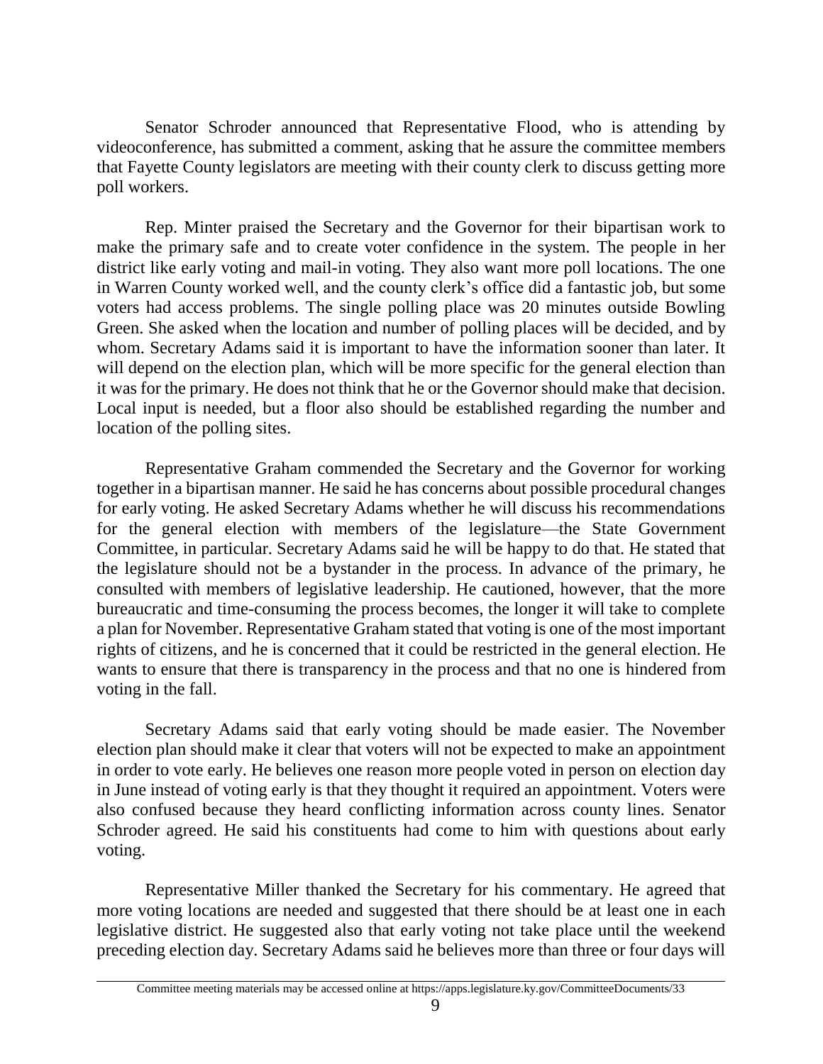Senator Schroder announced that Representative Flood, who is attending by videoconference, has submitted a comment, asking that he assure the committee members that Fayette County legislators are meeting with their county clerk to discuss getting more poll workers.

Rep. Minter praised the Secretary and the Governor for their bipartisan work to make the primary safe and to create voter confidence in the system. The people in her district like early voting and mail-in voting. They also want more poll locations. The one in Warren County worked well, and the county clerk's office did a fantastic job, but some voters had access problems. The single polling place was 20 minutes outside Bowling Green. She asked when the location and number of polling places will be decided, and by whom. Secretary Adams said it is important to have the information sooner than later. It will depend on the election plan, which will be more specific for the general election than it was for the primary. He does not think that he or the Governor should make that decision. Local input is needed, but a floor also should be established regarding the number and location of the polling sites.

Representative Graham commended the Secretary and the Governor for working together in a bipartisan manner. He said he has concerns about possible procedural changes for early voting. He asked Secretary Adams whether he will discuss his recommendations for the general election with members of the legislature—the State Government Committee, in particular. Secretary Adams said he will be happy to do that. He stated that the legislature should not be a bystander in the process. In advance of the primary, he consulted with members of legislative leadership. He cautioned, however, that the more bureaucratic and time-consuming the process becomes, the longer it will take to complete a plan for November. Representative Graham stated that voting is one of the most important rights of citizens, and he is concerned that it could be restricted in the general election. He wants to ensure that there is transparency in the process and that no one is hindered from voting in the fall.

Secretary Adams said that early voting should be made easier. The November election plan should make it clear that voters will not be expected to make an appointment in order to vote early. He believes one reason more people voted in person on election day in June instead of voting early is that they thought it required an appointment. Voters were also confused because they heard conflicting information across county lines. Senator Schroder agreed. He said his constituents had come to him with questions about early voting.

Representative Miller thanked the Secretary for his commentary. He agreed that more voting locations are needed and suggested that there should be at least one in each legislative district. He suggested also that early voting not take place until the weekend preceding election day. Secretary Adams said he believes more than three or four days will

Committee meeting materials may be accessed online at https://apps.legislature.ky.gov/CommitteeDocuments/33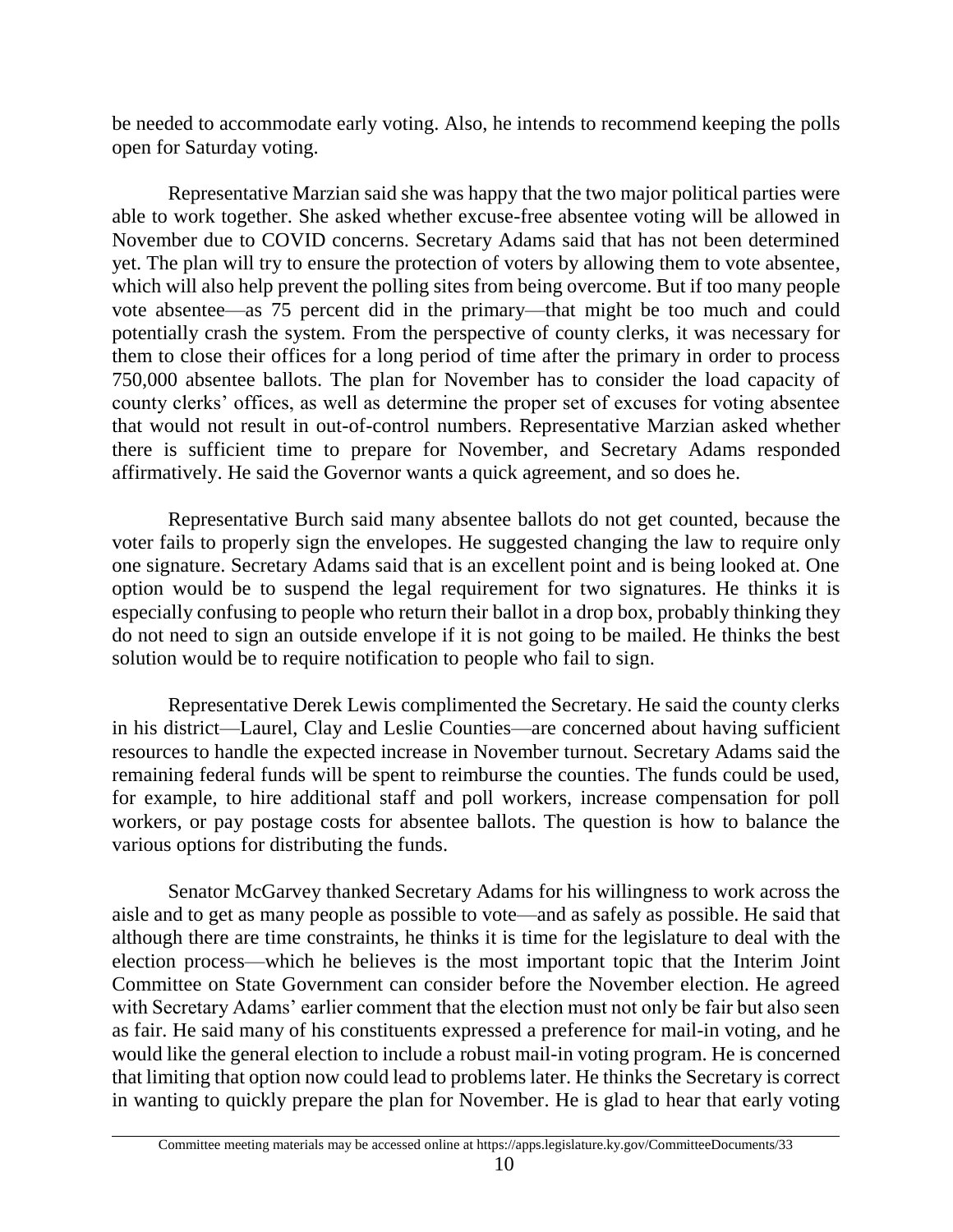be needed to accommodate early voting. Also, he intends to recommend keeping the polls open for Saturday voting.

Representative Marzian said she was happy that the two major political parties were able to work together. She asked whether excuse-free absentee voting will be allowed in November due to COVID concerns. Secretary Adams said that has not been determined yet. The plan will try to ensure the protection of voters by allowing them to vote absentee, which will also help prevent the polling sites from being overcome. But if too many people vote absentee—as 75 percent did in the primary—that might be too much and could potentially crash the system. From the perspective of county clerks, it was necessary for them to close their offices for a long period of time after the primary in order to process 750,000 absentee ballots. The plan for November has to consider the load capacity of county clerks' offices, as well as determine the proper set of excuses for voting absentee that would not result in out-of-control numbers. Representative Marzian asked whether there is sufficient time to prepare for November, and Secretary Adams responded affirmatively. He said the Governor wants a quick agreement, and so does he.

Representative Burch said many absentee ballots do not get counted, because the voter fails to properly sign the envelopes. He suggested changing the law to require only one signature. Secretary Adams said that is an excellent point and is being looked at. One option would be to suspend the legal requirement for two signatures. He thinks it is especially confusing to people who return their ballot in a drop box, probably thinking they do not need to sign an outside envelope if it is not going to be mailed. He thinks the best solution would be to require notification to people who fail to sign.

Representative Derek Lewis complimented the Secretary. He said the county clerks in his district—Laurel, Clay and Leslie Counties—are concerned about having sufficient resources to handle the expected increase in November turnout. Secretary Adams said the remaining federal funds will be spent to reimburse the counties. The funds could be used, for example, to hire additional staff and poll workers, increase compensation for poll workers, or pay postage costs for absentee ballots. The question is how to balance the various options for distributing the funds.

Senator McGarvey thanked Secretary Adams for his willingness to work across the aisle and to get as many people as possible to vote—and as safely as possible. He said that although there are time constraints, he thinks it is time for the legislature to deal with the election process—which he believes is the most important topic that the Interim Joint Committee on State Government can consider before the November election. He agreed with Secretary Adams' earlier comment that the election must not only be fair but also seen as fair. He said many of his constituents expressed a preference for mail-in voting, and he would like the general election to include a robust mail-in voting program. He is concerned that limiting that option now could lead to problems later. He thinks the Secretary is correct in wanting to quickly prepare the plan for November. He is glad to hear that early voting

Committee meeting materials may be accessed online at https://apps.legislature.ky.gov/CommitteeDocuments/33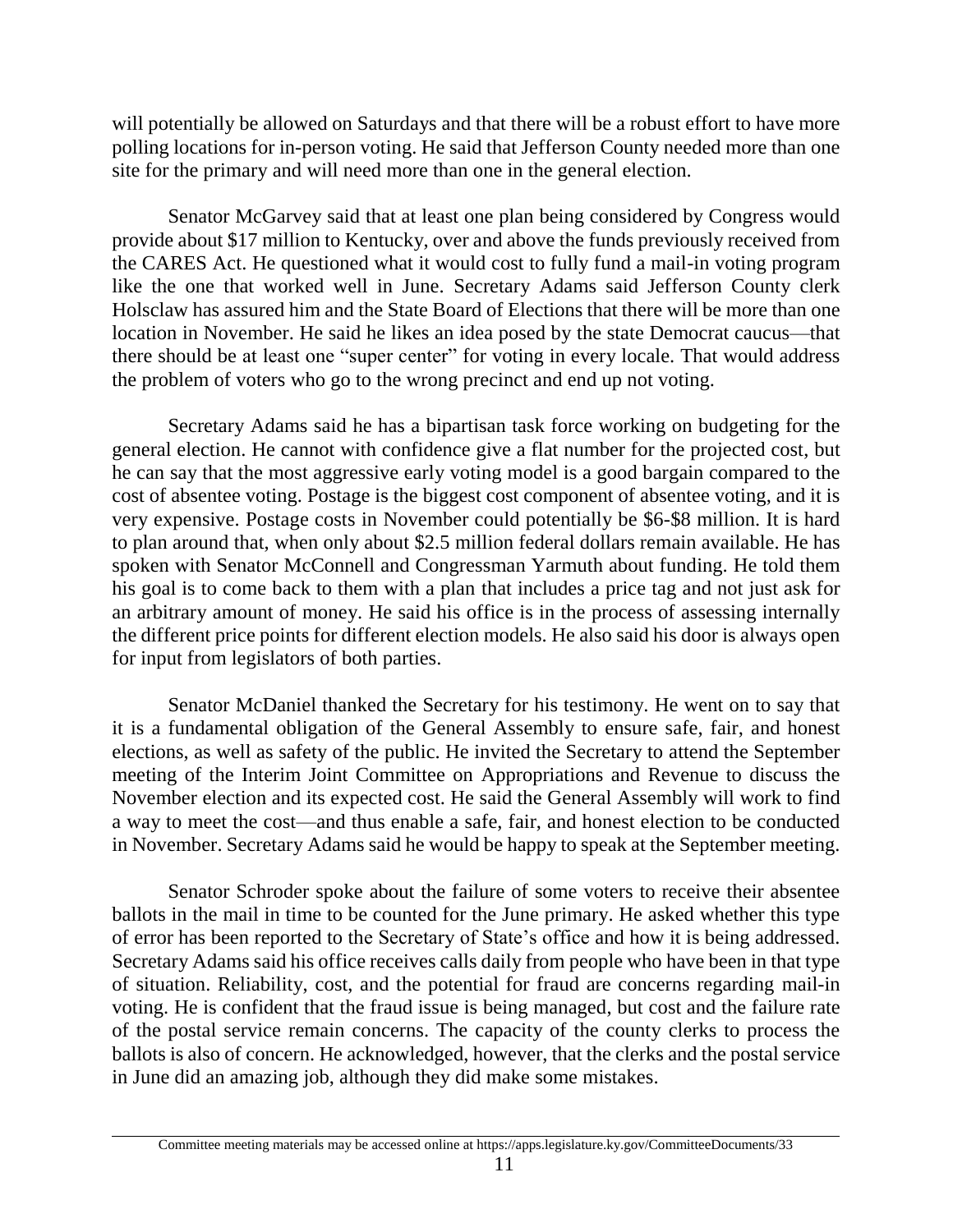will potentially be allowed on Saturdays and that there will be a robust effort to have more polling locations for in-person voting. He said that Jefferson County needed more than one site for the primary and will need more than one in the general election.

Senator McGarvey said that at least one plan being considered by Congress would provide about $17 million to Kentucky, over and above the funds previously received from the CARES Act. He questioned what it would cost to fully fund a mail-in voting program like the one that worked well in June. Secretary Adams said Jefferson County clerk Holsclaw has assured him and the State Board of Elections that there will be more than one location in November. He said he likes an idea posed by the state Democrat caucus—that there should be at least one "super center" for voting in every locale. That would address the problem of voters who go to the wrong precinct and end up not voting.

Secretary Adams said he has a bipartisan task force working on budgeting for the general election. He cannot with confidence give a flat number for the projected cost, but he can say that the most aggressive early voting model is a good bargain compared to the cost of absentee voting. Postage is the biggest cost component of absentee voting, and it is very expensive. Postage costs in November could potentially be $6-$8 million. It is hard to plan around that, when only about $2.5 million federal dollars remain available. He has spoken with Senator McConnell and Congressman Yarmuth about funding. He told them his goal is to come back to them with a plan that includes a price tag and not just ask for an arbitrary amount of money. He said his office is in the process of assessing internally the different price points for different election models. He also said his door is always open for input from legislators of both parties.

Senator McDaniel thanked the Secretary for his testimony. He went on to say that it is a fundamental obligation of the General Assembly to ensure safe, fair, and honest elections, as well as safety of the public. He invited the Secretary to attend the September meeting of the Interim Joint Committee on Appropriations and Revenue to discuss the November election and its expected cost. He said the General Assembly will work to find a way to meet the cost—and thus enable a safe, fair, and honest election to be conducted in November. Secretary Adams said he would be happy to speak at the September meeting.

Senator Schroder spoke about the failure of some voters to receive their absentee ballots in the mail in time to be counted for the June primary. He asked whether this type of error has been reported to the Secretary of State's office and how it is being addressed. Secretary Adams said his office receives calls daily from people who have been in that type of situation. Reliability, cost, and the potential for fraud are concerns regarding mail-in voting. He is confident that the fraud issue is being managed, but cost and the failure rate of the postal service remain concerns. The capacity of the county clerks to process the ballots is also of concern. He acknowledged, however, that the clerks and the postal service in June did an amazing job, although they did make some mistakes.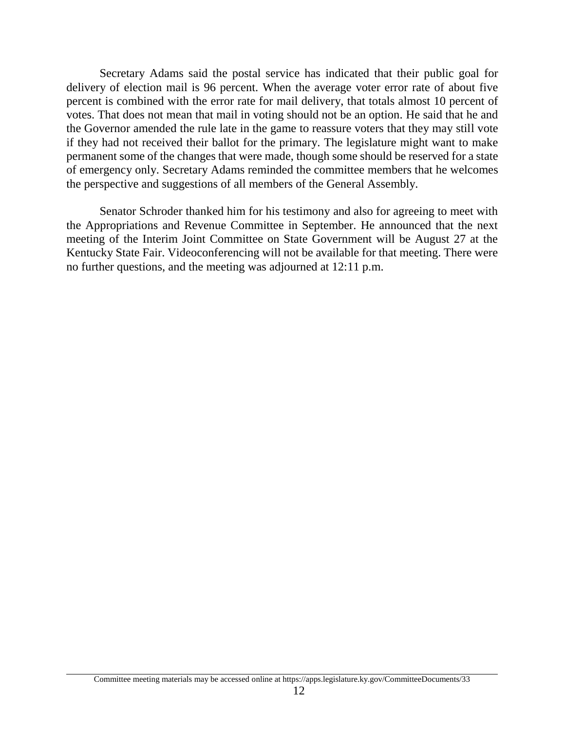Secretary Adams said the postal service has indicated that their public goal for delivery of election mail is 96 percent. When the average voter error rate of about five percent is combined with the error rate for mail delivery, that totals almost 10 percent of votes. That does not mean that mail in voting should not be an option. He said that he and the Governor amended the rule late in the game to reassure voters that they may still vote if they had not received their ballot for the primary. The legislature might want to make permanent some of the changes that were made, though some should be reserved for a state of emergency only. Secretary Adams reminded the committee members that he welcomes the perspective and suggestions of all members of the General Assembly.

Senator Schroder thanked him for his testimony and also for agreeing to meet with the Appropriations and Revenue Committee in September. He announced that the next meeting of the Interim Joint Committee on State Government will be August 27 at the Kentucky State Fair. Videoconferencing will not be available for that meeting. There were no further questions, and the meeting was adjourned at 12:11 p.m.